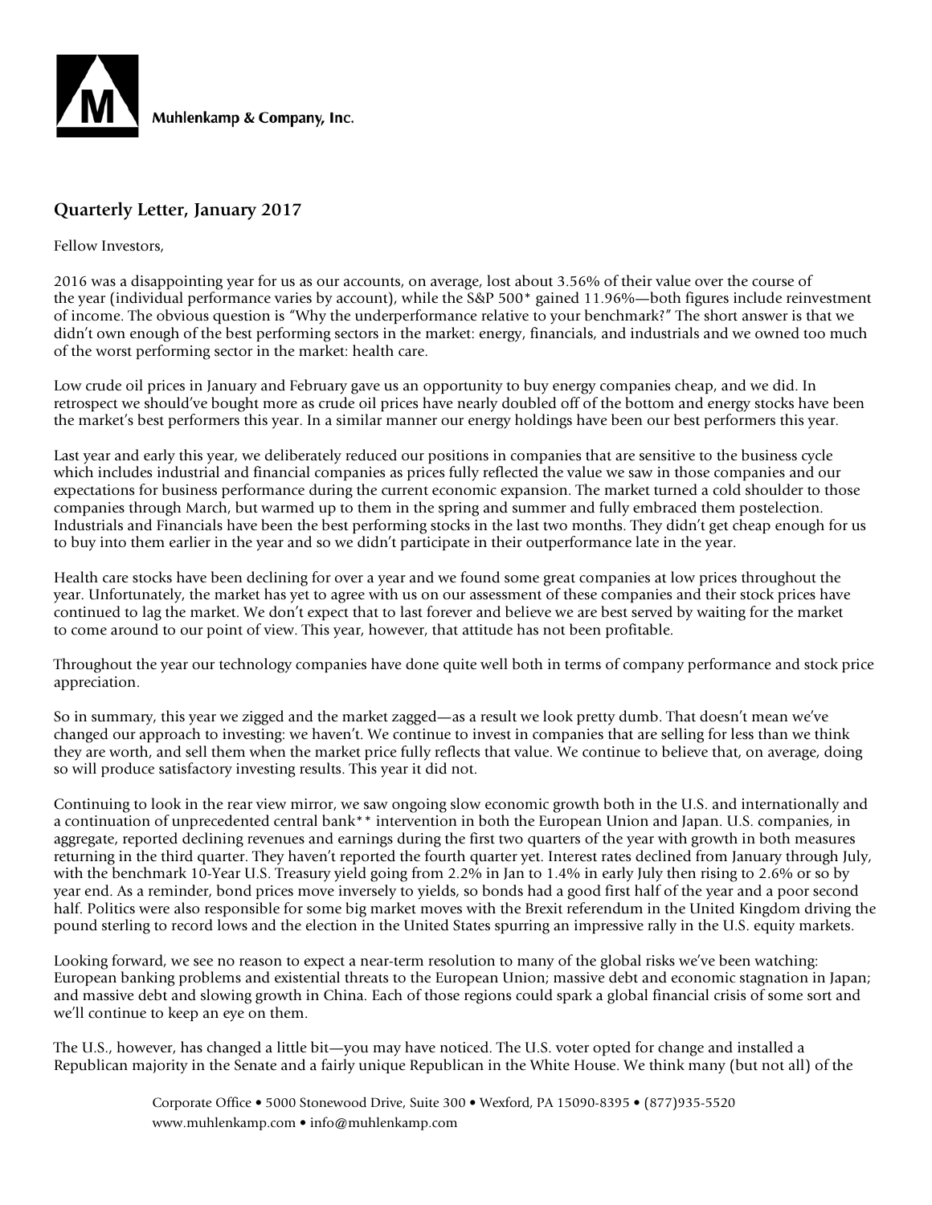Muhlenkamp & Company, Inc.

## Quarterly Letter, January 2017

Fellow Investors,

2016 was a disappointing year for us as our accounts, on average, lost about 3.56% of their value over the course of the year (individual performance varies by account), while the S&P 500* gained 11.96%—both figures include reinvestment of income. The obvious question is "Why the underperformance relative to your benchmark?" The short answer is that we didn't own enough of the best performing sectors in the market: energy, financials, and industrials and we owned too much of the worst performing sector in the market: health care.

Low crude oil prices in January and February gave us an opportunity to buy energy companies cheap, and we did. In retrospect we should've bought more as crude oil prices have nearly doubled off of the bottom and energy stocks have been the market's best performers this year. In a similar manner our energy holdings have been our best performers this year.

Last year and early this year, we deliberately reduced our positions in companies that are sensitive to the business cycle which includes industrial and financial companies as prices fully reflected the value we saw in those companies and our expectations for business performance during the current economic expansion. The market turned a cold shoulder to those companies through March, but warmed up to them in the spring and summer and fully embraced them postelection. Industrials and Financials have been the best performing stocks in the last two months. They didn't get cheap enough for us to buy into them earlier in the year and so we didn't participate in their outperformance late in the year.

Health care stocks have been declining for over a year and we found some great companies at low prices throughout the year. Unfortunately, the market has yet to agree with us on our assessment of these companies and their stock prices have continued to lag the market. We don't expect that to last forever and believe we are best served by waiting for the market to come around to our point of view. This year, however, that attitude has not been profitable.

Throughout the year our technology companies have done quite well both in terms of company performance and stock price appreciation.

So in summary, this year we zigged and the market zagged—as a result we look pretty dumb. That doesn't mean we've changed our approach to investing: we haven't. We continue to invest in companies that are selling for less than we think they are worth, and sell them when the market price fully reflects that value. We continue to believe that, on average, doing so will produce satisfactory investing results. This year it did not.

Continuing to look in the rear view mirror, we saw ongoing slow economic growth both in the U.S. and internationally and a continuation of unprecedented central bank** intervention in both the European Union and Japan. U.S. companies, in aggregate, reported declining revenues and earnings during the first two quarters of the year with growth in both measures returning in the third quarter. They haven't reported the fourth quarter yet. Interest rates declined from January through July, with the benchmark 10-Year U.S. Treasury yield going from 2.2% in Jan to 1.4% in early July then rising to 2.6% or so by year end. As a reminder, bond prices move inversely to yields, so bonds had a good first half of the year and a poor second half. Politics were also responsible for some big market moves with the Brexit referendum in the United Kingdom driving the pound sterling to record lows and the election in the United States spurring an impressive rally in the U.S. equity markets.

Looking forward, we see no reason to expect a near-term resolution to many of the global risks we've been watching: European banking problems and existential threats to the European Union; massive debt and economic stagnation in Japan; and massive debt and slowing growth in China. Each of those regions could spark a global financial crisis of some sort and we'll continue to keep an eye on them.

The U.S., however, has changed a little bit—you may have noticed. The U.S. voter opted for change and installed a Republican majority in the Senate and a fairly unique Republican in the White House. We think many (but not all) of the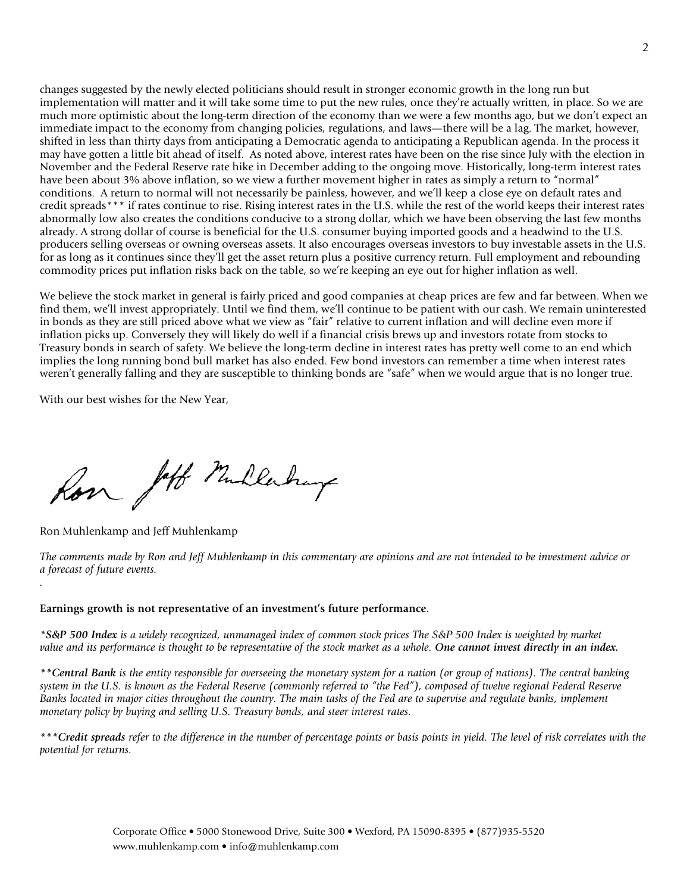changes suggested by the newly elected politicians should result in stronger economic growth in the long run but implementation will matter and it will take some time to put the new rules, once they're actually written, in place. So we are much more optimistic about the long-term direction of the economy than we were a few months ago, but we don't expect an immediate impact to the economy from changing policies, regulations, and laws—there will be a lag. The market, however, shifted in less than thirty days from anticipating a Democratic agenda to anticipating a Republican agenda. In the process it may have gotten a little bit ahead of itself. As noted above, interest rates have been on the rise since July with the election in November and the Federal Reserve rate hike in December adding to the ongoing move. Historically, long-term interest rates have been about 3% above inflation, so we view a further movement higher in rates as simply a return to "normal" conditions. A return to normal will not necessarily be painless, however, and we'll keep a close eye on default rates and credit spreads*** if rates continue to rise. Rising interest rates in the U.S. while the rest of the world keeps their interest rates abnormally low also creates the conditions conducive to a strong dollar, which we have been observing the last few months already. A strong dollar of course is beneficial for the U.S. consumer buying imported goods and a headwind to the U.S. producers selling overseas or owning overseas assets. It also encourages overseas investors to buy investable assets in the U.S. for as long as it continues since they'll get the asset return plus a positive currency return. Full employment and rebounding commodity prices put inflation risks back on the table, so we're keeping an eye out for higher inflation as well.

We believe the stock market in general is fairly priced and good companies at cheap prices are few and far between. When we find them, we'll invest appropriately. Until we find them, we'll continue to be patient with our cash. We remain uninterested in bonds as they are still priced above what we view as "fair" relative to current inflation and will decline even more if inflation picks up. Conversely they will likely do well if a financial crisis brews up and investors rotate from stocks to Treasury bonds in search of safety. We believe the long-term decline in interest rates has pretty well come to an end which implies the long running bond bull market has also ended. Few bond investors can remember a time when interest rates weren't generally falling and they are susceptible to thinking bonds are "safe" when we would argue that is no longer true.

With our best wishes for the New Year,

Ron Muhlenkamp and Jeff Muhlenkamp

*The comments made by Ron and Jeff Muhlenkamp in this commentary are opinions and are not intended to be investment advice or a forecast of future events.*

**Earnings growth is not representative of an investment's future performance.**

**S&P 500 Index* is a widely recognized, unmanaged index of common stock prices The S&P 500 Index is weighted by market value and its performance is thought to be representative of the stock market as a whole. ***One cannot invest directly in an index.***

***Central Bank* is the entity responsible for overseeing the monetary system for a nation (or group of nations). The central banking system in the U.S. is known as the Federal Reserve (commonly referred to "the Fed"), composed of twelve regional Federal Reserve Banks located in major cities throughout the country. The main tasks of the Fed are to supervise and regulate banks, implement monetary policy by buying and selling U.S. Treasury bonds, and steer interest rates.*

****Credit spreads* refer to the difference in the number of percentage points or basis points in yield. The level of risk correlates with the potential for returns.*

Corporate Office • 5000 Stonewood Drive, Suite 300 • Wexford, PA 15090-8395 • (877)935-5520
www.muhlenkamp.com • info@muhlenkamp.com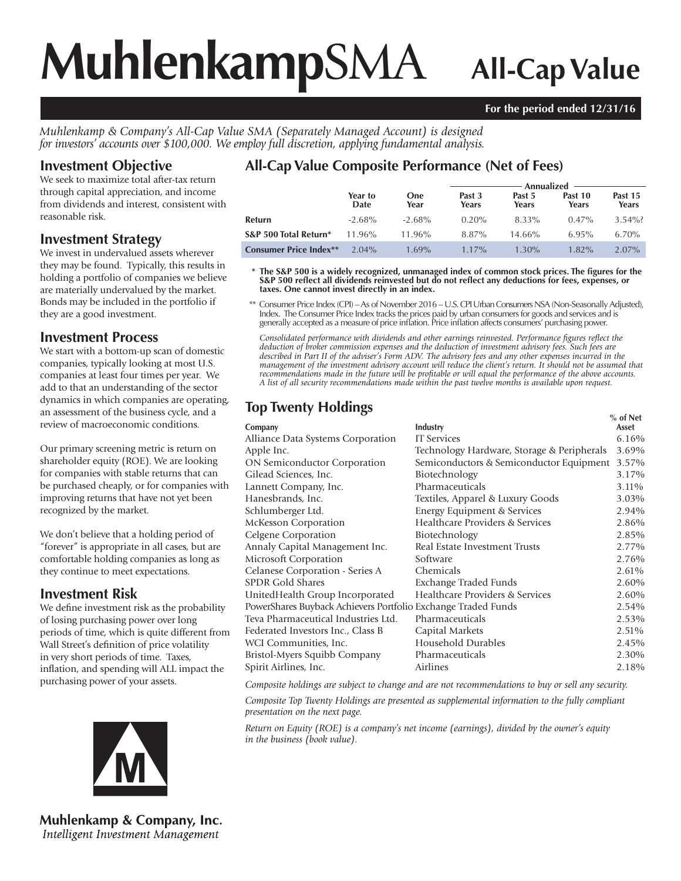# MuhlenkampSMA All-Cap Value

**For the period ended 12/31/16**

*Muhlenkamp & Company's All-Cap Value SMA (Separately Managed Account) is designed for investors' accounts over $100,000. We employ full discretion, applying fundamental analysis.*

## Investment Objective

We seek to maximize total after-tax return through capital appreciation, and income from dividends and interest, consistent with reasonable risk.

## Investment Strategy

We invest in undervalued assets wherever they may be found. Typically, this results in holding a portfolio of companies we believe are materially undervalued by the market. Bonds may be included in the portfolio if they are a good investment.

## Investment Process

We start with a bottom-up scan of domestic companies, typically looking at most U.S. companies at least four times per year. We add to that an understanding of the sector dynamics in which companies are operating, an assessment of the business cycle, and a review of macroeconomic conditions.

Our primary screening metric is return on shareholder equity (ROE). We are looking for companies with stable returns that can be purchased cheaply, or for companies with improving returns that have not yet been recognized by the market.

We don't believe that a holding period of "forever" is appropriate in all cases, but are comfortable holding companies as long as they continue to meet expectations.

## Investment Risk

We define investment risk as the probability of losing purchasing power over long periods of time, which is quite different from Wall Street's definition of price volatility in very short periods of time. Taxes, inflation, and spending will ALL impact the purchasing power of your assets.

## All-Cap Value Composite Performance (Net of Fees)

| | Year to Date | One Year | Annualized Past 3 Years | Past 5 Years | Past 10 Years | Past 15 Years |
|---|---|---|---|---|---|---|
| **Return** | -2.68% | -2.68% | 0.20% | 8.33% | 0.47% | 3.54%? |
| **S&P 500 Total Return*** | 11.96% | 11.96% | 8.87% | 14.66% | 6.95% | 6.70% |
| **Consumer Price Index**** | 2.04% | 1.69% | 1.17% | 1.30% | 1.82% | 2.07% |

\* **The S&P 500 is a widely recognized, unmanaged index of common stock prices. The figures for the S&P 500 reflect all dividends reinvested but do not reflect any deductions for fees, expenses, or taxes. One cannot invest directly in an index.**

\** Consumer Price Index (CPI) – As of November 2016 – U.S. CPI Urban Consumers NSA (Non-Seasonally Adjusted), Index. The Consumer Price Index tracks the prices paid by urban consumers for goods and services and is generally accepted as a measure of price inflation. Price inflation affects consumers' purchasing power.

*Consolidated performance with dividends and other earnings reinvested. Performance figures reflect the deduction of broker commission expenses and the deduction of investment advisory fees. Such fees are described in Part II of the adviser's Form ADV. The advisory fees and any other expenses incurred in the management of the investment advisory account will reduce the client's return. It should not be assumed that recommendations made in the future will be profitable or will equal the performance of the above accounts. A list of all security recommendations made within the past twelve months is available upon request.*

## Top Twenty Holdings

| Company | Industry | % of Net Asset |
|---|---|---|
| Alliance Data Systems Corporation | IT Services | 6.16% |
| Apple Inc. | Technology Hardware, Storage & Peripherals | 3.69% |
| ON Semiconductor Corporation | Semiconductors & Semiconductor Equipment | 3.57% |
| Gilead Sciences, Inc. | Biotechnology | 3.17% |
| Lannett Company, Inc. | Pharmaceuticals | 3.11% |
| Hanesbrands, Inc. | Textiles, Apparel & Luxury Goods | 3.03% |
| Schlumberger Ltd. | Energy Equipment & Services | 2.94% |
| McKesson Corporation | Healthcare Providers & Services | 2.86% |
| Celgene Corporation | Biotechnology | 2.85% |
| Annaly Capital Management Inc. | Real Estate Investment Trusts | 2.77% |
| Microsoft Corporation | Software | 2.76% |
| Celanese Corporation - Series A | Chemicals | 2.61% |
| SPDR Gold Shares | Exchange Traded Funds | 2.60% |
| UnitedHealth Group Incorporated | Healthcare Providers & Services | 2.60% |
| PowerShares Buyback Achievers Portfolio | Exchange Traded Funds | 2.54% |
| Teva Pharmaceutical Industries Ltd. | Pharmaceuticals | 2.53% |
| Federated Investors Inc., Class B | Capital Markets | 2.51% |
| WCI Communities, Inc. | Household Durables | 2.45% |
| Bristol-Myers Squibb Company | Pharmaceuticals | 2.30% |
| Spirit Airlines, Inc. | Airlines | 2.18% |

*Composite holdings are subject to change and are not recommendations to buy or sell any security.*

*Composite Top Twenty Holdings are presented as supplemental information to the fully compliant presentation on the next page.*

*Return on Equity (ROE) is a company's net income (earnings), divided by the owner's equity in the business (book value).*

**Muhlenkamp & Company, Inc.**
*Intelligent Investment Management*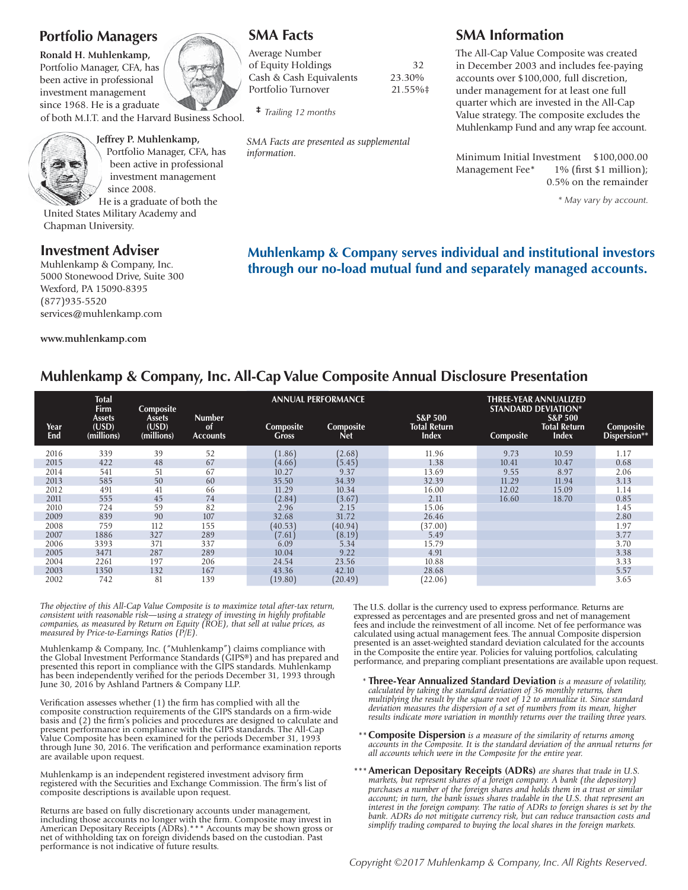## Portfolio Managers

**Ronald H. Muhlenkamp,** Portfolio Manager, CFA, has been active in professional investment management since 1968. He is a graduate of both M.I.T. and the Harvard Business School.

**Jeffrey P. Muhlenkamp,** Portfolio Manager, CFA, has been active in professional investment management since 2008. He is a graduate of both the United States Military Academy and Chapman University.

## Investment Adviser

Muhlenkamp & Company, Inc.
5000 Stonewood Drive, Suite 300
Wexford, PA 15090-8395
(877)935-5520
services@muhlenkamp.com

**www.muhlenkamp.com**

## SMA Facts

| | |
|---|---|
| Average Number of Equity Holdings | 32 |
| Cash & Cash Equivalents | 23.30% |
| Portfolio Turnover | 21.55%‡ |

‡ *Trailing 12 months*

*SMA Facts are presented as supplemental information.*

## SMA Information

The All-Cap Value Composite was created in December 2003 and includes fee-paying accounts over $100,000, full discretion, under management for at least one full quarter which are invested in the All-Cap Value strategy. The composite excludes the Muhlenkamp Fund and any wrap fee account.

| | |
|---|---|
| Minimum Initial Investment | $100,000.00 |
| Management Fee* | 1% (first $1 million); 0.5% on the remainder |

*\* May vary by account.*

**Muhlenkamp & Company serves individual and institutional investors through our no-load mutual fund and separately managed accounts.**

## Muhlenkamp & Company, Inc. All-Cap Value Composite Annual Disclosure Presentation

| | | | | ANNUAL PERFORMANCE | | | THREE-YEAR ANNUALIZED STANDARD DEVIATION* | | |
|---|---|---|---|---|---|---|---|---|---|
| Year End | Total Firm Assets (USD) (millions) | Composite Assets (USD) (millions) | Number of Accounts | Composite Gross | Composite Net | S&P 500 Total Return Index | Composite | S&P 500 Total Return Index | Composite Dispersion** |
| 2016 | 339 | 39 | 52 | (1.86) | (2.68) | 11.96 | 9.73 | 10.59 | 1.17 |
| 2015 | 422 | 48 | 67 | (4.66) | (5.45) | 1.38 | 10.41 | 10.47 | 0.68 |
| 2014 | 541 | 51 | 67 | 10.27 | 9.37 | 13.69 | 9.55 | 8.97 | 2.06 |
| 2013 | 585 | 50 | 60 | 35.50 | 34.39 | 32.39 | 11.29 | 11.94 | 3.13 |
| 2012 | 491 | 41 | 66 | 11.29 | 10.34 | 16.00 | 12.02 | 15.09 | 1.14 |
| 2011 | 555 | 45 | 74 | (2.84) | (3.67) | 2.11 | 16.60 | 18.70 | 0.85 |
| 2010 | 724 | 59 | 82 | 2.96 | 2.15 | 15.06 | | | 1.45 |
| 2009 | 839 | 90 | 107 | 32.68 | 31.72 | 26.46 | | | 2.80 |
| 2008 | 759 | 112 | 155 | (40.53) | (40.94) | (37.00) | | | 1.97 |
| 2007 | 1886 | 327 | 289 | (7.61) | (8.19) | 5.49 | | | 3.77 |
| 2006 | 3393 | 371 | 337 | 6.09 | 5.34 | 15.79 | | | 3.70 |
| 2005 | 3471 | 287 | 289 | 10.04 | 9.22 | 4.91 | | | 3.38 |
| 2004 | 2261 | 197 | 206 | 24.54 | 23.56 | 10.88 | | | 3.33 |
| 2003 | 1350 | 132 | 167 | 43.36 | 42.10 | 28.68 | | | 5.57 |
| 2002 | 742 | 81 | 139 | (19.80) | (20.49) | (22.06) | | | 3.65 |

*The objective of this All-Cap Value Composite is to maximize total after-tax return, consistent with reasonable risk—using a strategy of investing in highly profitable companies, as measured by Return on Equity (ROE), that sell at value prices, as measured by Price-to-Earnings Ratios (P/E).*

Muhlenkamp & Company, Inc. ("Muhlenkamp") claims compliance with the Global Investment Performance Standards (GIPS®) and has prepared and presented this report in compliance with the GIPS standards. Muhlenkamp has been independently verified for the periods December 31, 1993 through June 30, 2016 by Ashland Partners & Company LLP.

Verification assesses whether (1) the firm has complied with all the composite construction requirements of the GIPS standards on a firm-wide basis and (2) the firm's policies and procedures are designed to calculate and present performance in compliance with the GIPS standards. The All-Cap Value Composite has been examined for the periods December 31, 1993 through June 30, 2016. The verification and performance examination reports are available upon request.

Muhlenkamp is an independent registered investment advisory firm registered with the Securities and Exchange Commission. The firm's list of composite descriptions is available upon request.

Returns are based on fully discretionary accounts under management, including those accounts no longer with the firm. Composite may invest in American Depositary Receipts (ADRs).*** Accounts may be shown gross or net of withholding tax on foreign dividends based on the custodian. Past performance is not indicative of future results.

The U.S. dollar is the currency used to express performance. Returns are expressed as percentages and are presented gross and net of management fees and include the reinvestment of all income. Net of fee performance was calculated using actual management fees. The annual Composite dispersion presented is an asset-weighted standard deviation calculated for the accounts in the Composite the entire year. Policies for valuing portfolios, calculating performance, and preparing compliant presentations are available upon request.

\* **Three-Year Annualized Standard Deviation** *is a measure of volatility, calculated by taking the standard deviation of 36 monthly returns, then multiplying the result by the square root of 12 to annualize it. Since standard deviation measures the dispersion of a set of numbers from its mean, higher results indicate more variation in monthly returns over the trailing three years.*

\*\* **Composite Dispersion** *is a measure of the similarity of returns among accounts in the Composite. It is the standard deviation of the annual returns for all accounts which were in the Composite for the entire year.*

\*\*\* **American Depositary Receipts (ADRs)** *are shares that trade in U.S. markets, but represent shares of a foreign company. A bank (the depository) purchases a number of the foreign shares and holds them in a trust or similar account; in turn, the bank issues shares tradable in the U.S. that represent an interest in the foreign company. The ratio of ADRs to foreign shares is set by the bank. ADRs do not mitigate currency risk, but can reduce transaction costs and simplify trading compared to buying the local shares in the foreign markets.*

*Copyright ©2017 Muhlenkamp & Company, Inc. All Rights Reserved.*